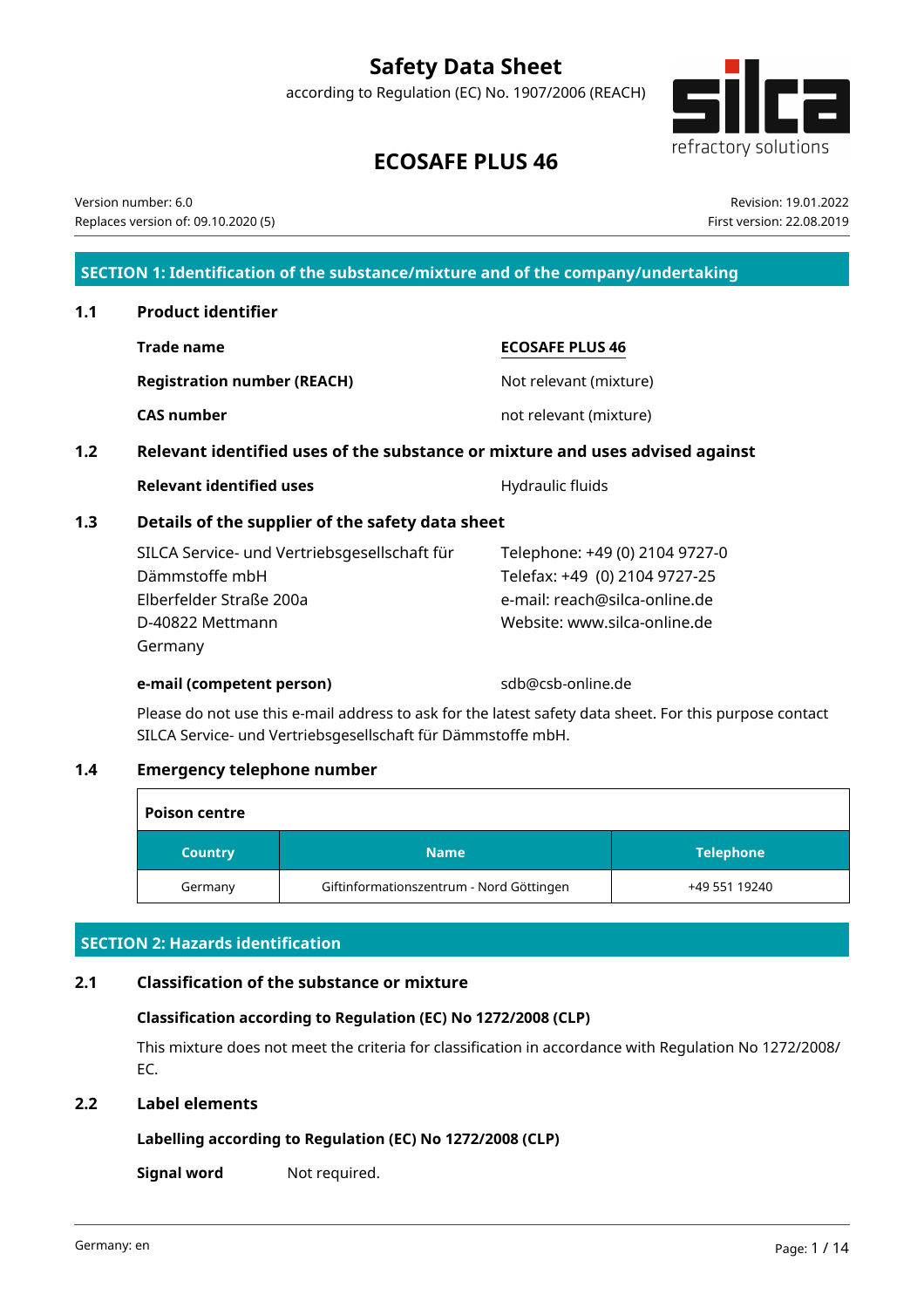# Safety Data Sheet

according to Regulation (EC) No. 1907/2006 (REACH)

# ECOSAFE PLUS 46

Version number: 6.0
Replaces version of: 09.10.2020 (5)

Revision: 19.01.2022
First version: 22.08.2019

## SECTION 1: Identification of the substance/mixture and of the company/undertaking

### 1.1 Product identifier

**Trade name** ECOSAFE PLUS 46

**Registration number (REACH)** Not relevant (mixture)

**CAS number** not relevant (mixture)

### 1.2 Relevant identified uses of the substance or mixture and uses advised against

**Relevant identified uses** Hydraulic fluids

### 1.3 Details of the supplier of the safety data sheet

SILCA Service- und Vertriebsgesellschaft für Dämmstoffe mbH
Elberfelder Straße 200a
D-40822 Mettmann
Germany

Telephone: +49 (0) 2104 9727-0
Telefax: +49 (0) 2104 9727-25
e-mail: reach@silca-online.de
Website: www.silca-online.de

**e-mail (competent person)** sdb@csb-online.de

Please do not use this e-mail address to ask for the latest safety data sheet. For this purpose contact SILCA Service- und Vertriebsgesellschaft für Dämmstoffe mbH.

### 1.4 Emergency telephone number

**Poison centre**

| Country | Name | Telephone |
|---|---|---|
| Germany | Giftinformationszentrum - Nord Göttingen | +49 551 19240 |

## SECTION 2: Hazards identification

### 2.1 Classification of the substance or mixture

**Classification according to Regulation (EC) No 1272/2008 (CLP)**

This mixture does not meet the criteria for classification in accordance with Regulation No 1272/2008/EC.

### 2.2 Label elements

**Labelling according to Regulation (EC) No 1272/2008 (CLP)**

**Signal word** Not required.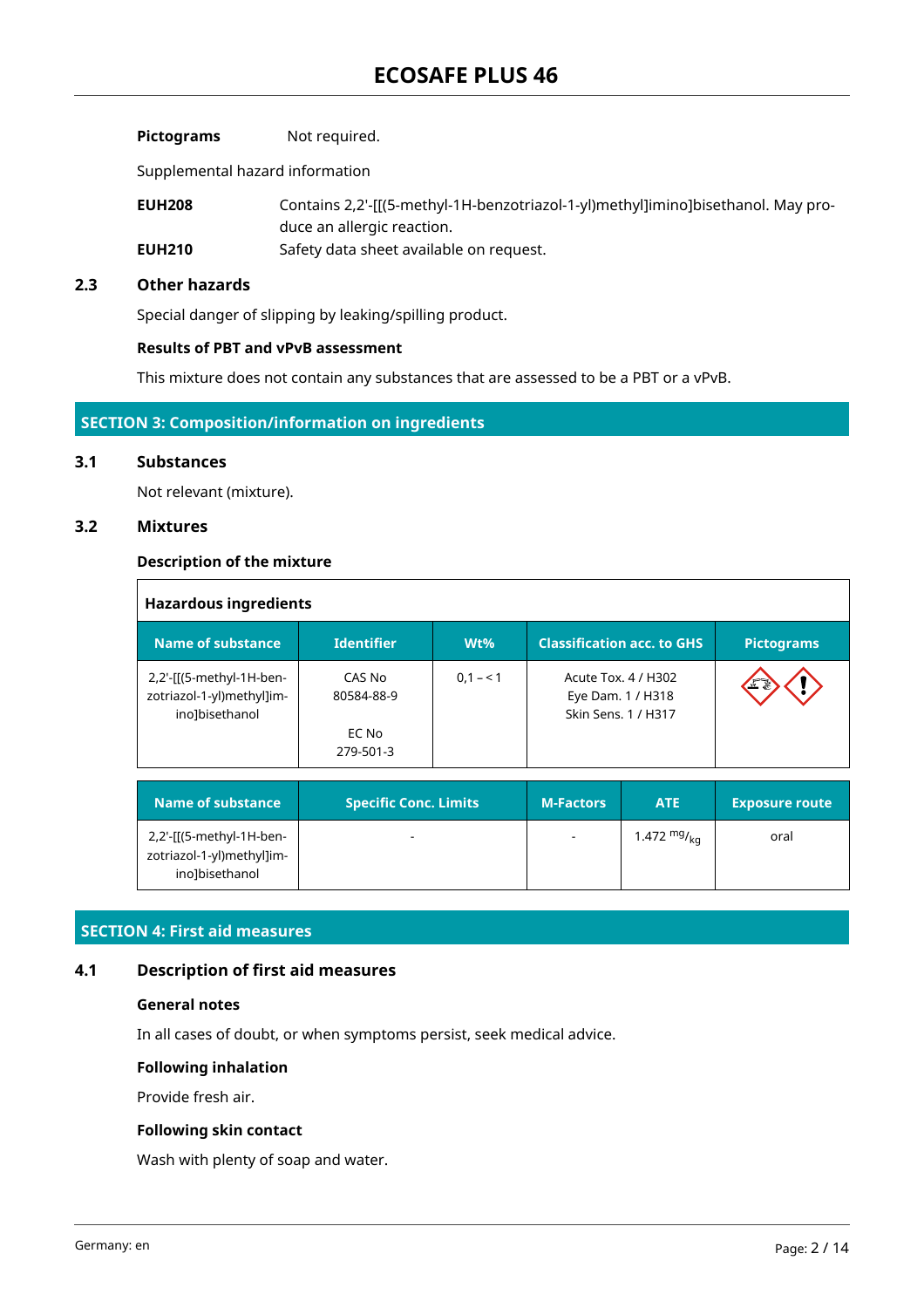**Pictograms** Not required.

Supplemental hazard information

**EUH208** Contains 2,2'-[[(5-methyl-1H-benzotriazol-1-yl)methyl]imino]bisethanol. May produce an allergic reaction.

**EUH210** Safety data sheet available on request.

## 2.3 Other hazards

Special danger of slipping by leaking/spilling product.

**Results of PBT and vPvB assessment**

This mixture does not contain any substances that are assessed to be a PBT or a vPvB.

# SECTION 3: Composition/information on ingredients

## 3.1 Substances

Not relevant (mixture).

## 3.2 Mixtures

**Description of the mixture**

**Hazardous ingredients**

| Name of substance | Identifier | Wt% | Classification acc. to GHS | Pictograms |
|---|---|---|---|---|
| 2,2'-[[(5-methyl-1H-benzotriazol-1-yl)methyl]imino]bisethanol | CAS No 80584-88-9<br><br>EC No 279-501-3 | 0,1 – < 1 | Acute Tox. 4 / H302<br>Eye Dam. 1 / H318<br>Skin Sens. 1 / H317 | |

| Name of substance | Specific Conc. Limits | M-Factors | ATE | Exposure route |
|---|---|---|---|---|
| 2,2'-[[(5-methyl-1H-benzotriazol-1-yl)methyl]imino]bisethanol | - | - | 1.472 $^{mg}/_{kg}$ | oral |

# SECTION 4: First aid measures

## 4.1 Description of first aid measures

**General notes**

In all cases of doubt, or when symptoms persist, seek medical advice.

**Following inhalation**

Provide fresh air.

**Following skin contact**

Wash with plenty of soap and water.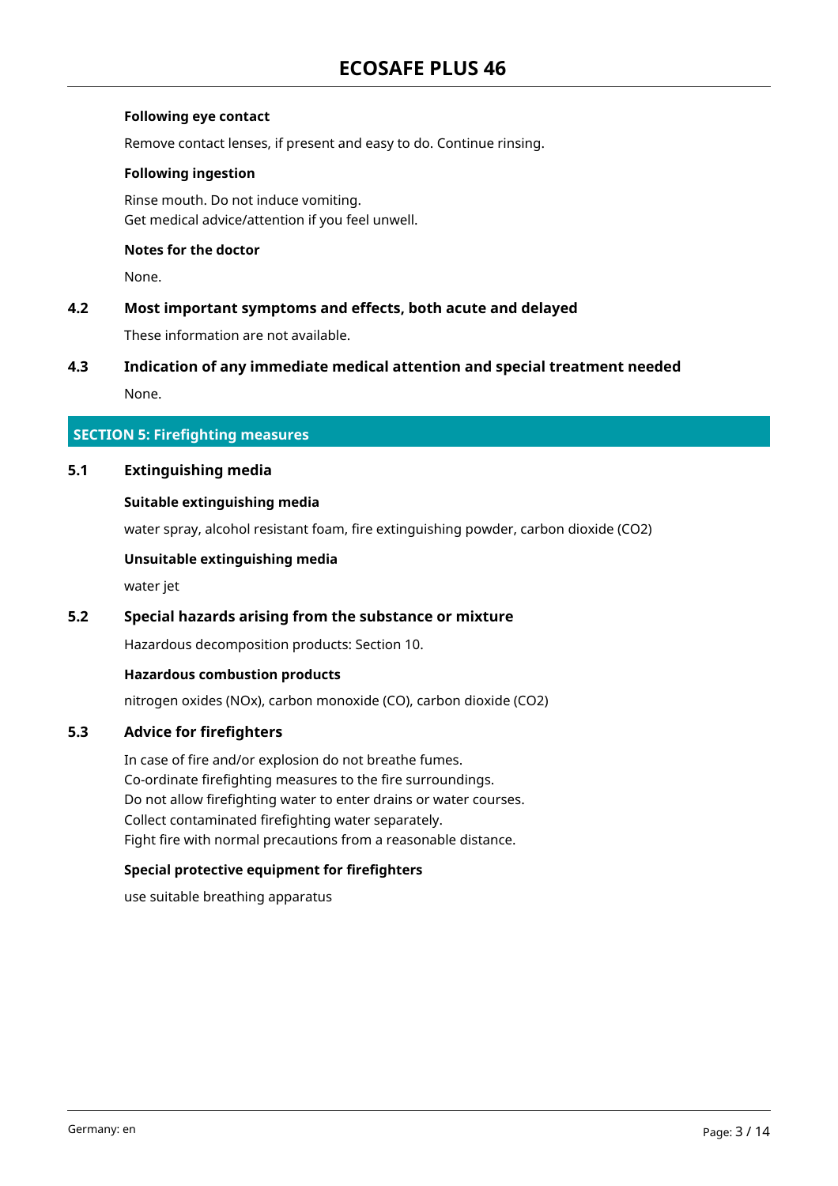#### Following eye contact

Remove contact lenses, if present and easy to do. Continue rinsing.

#### Following ingestion

Rinse mouth. Do not induce vomiting.
Get medical advice/attention if you feel unwell.

#### Notes for the doctor

None.

### 4.2 Most important symptoms and effects, both acute and delayed

These information are not available.

### 4.3 Indication of any immediate medical attention and special treatment needed

None.

## SECTION 5: Firefighting measures

### 5.1 Extinguishing media

#### Suitable extinguishing media

water spray, alcohol resistant foam, fire extinguishing powder, carbon dioxide ($CO_2$)

#### Unsuitable extinguishing media

water jet

### 5.2 Special hazards arising from the substance or mixture

Hazardous decomposition products: Section 10.

#### Hazardous combustion products

nitrogen oxides ($NO_x$), carbon monoxide (CO), carbon dioxide ($CO_2$)

### 5.3 Advice for firefighters

In case of fire and/or explosion do not breathe fumes.
Co-ordinate firefighting measures to the fire surroundings.
Do not allow firefighting water to enter drains or water courses.
Collect contaminated firefighting water separately.
Fight fire with normal precautions from a reasonable distance.

#### Special protective equipment for firefighters

use suitable breathing apparatus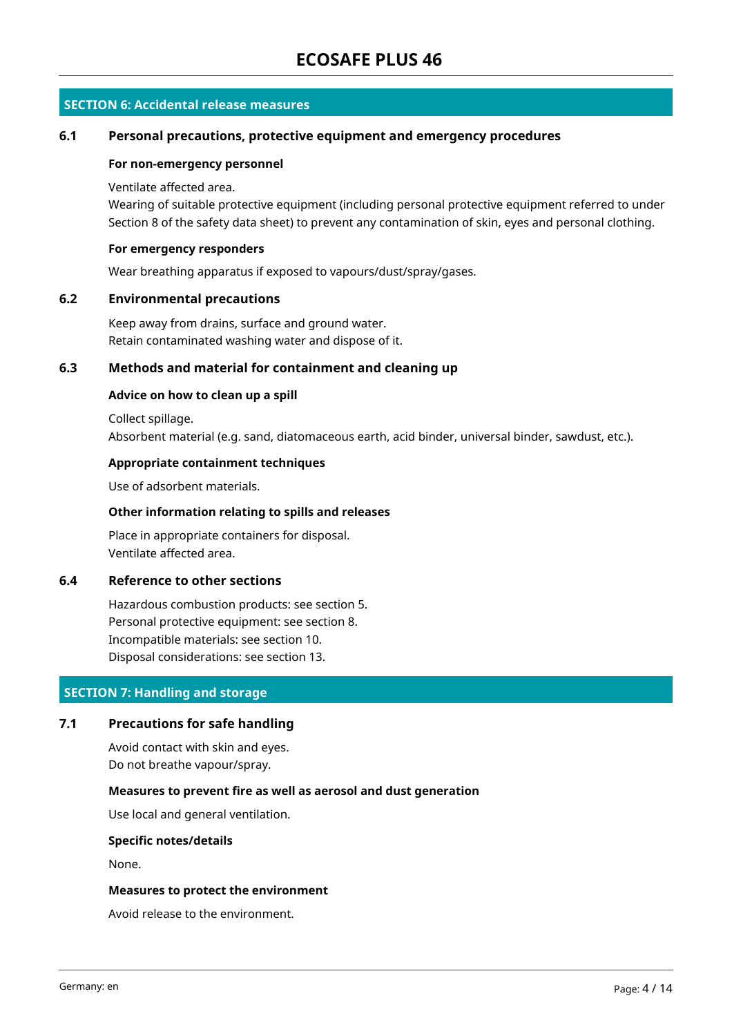## SECTION 6: Accidental release measures

### 6.1 Personal precautions, protective equipment and emergency procedures

**For non-emergency personnel**

Ventilate affected area.
Wearing of suitable protective equipment (including personal protective equipment referred to under Section 8 of the safety data sheet) to prevent any contamination of skin, eyes and personal clothing.

**For emergency responders**

Wear breathing apparatus if exposed to vapours/dust/spray/gases.

### 6.2 Environmental precautions

Keep away from drains, surface and ground water.
Retain contaminated washing water and dispose of it.

### 6.3 Methods and material for containment and cleaning up

**Advice on how to clean up a spill**

Collect spillage.
Absorbent material (e.g. sand, diatomaceous earth, acid binder, universal binder, sawdust, etc.).

**Appropriate containment techniques**

Use of adsorbent materials.

**Other information relating to spills and releases**

Place in appropriate containers for disposal.
Ventilate affected area.

### 6.4 Reference to other sections

Hazardous combustion products: see section 5.
Personal protective equipment: see section 8.
Incompatible materials: see section 10.
Disposal considerations: see section 13.

## SECTION 7: Handling and storage

### 7.1 Precautions for safe handling

Avoid contact with skin and eyes.
Do not breathe vapour/spray.

**Measures to prevent fire as well as aerosol and dust generation**

Use local and general ventilation.

**Specific notes/details**

None.

**Measures to protect the environment**

Avoid release to the environment.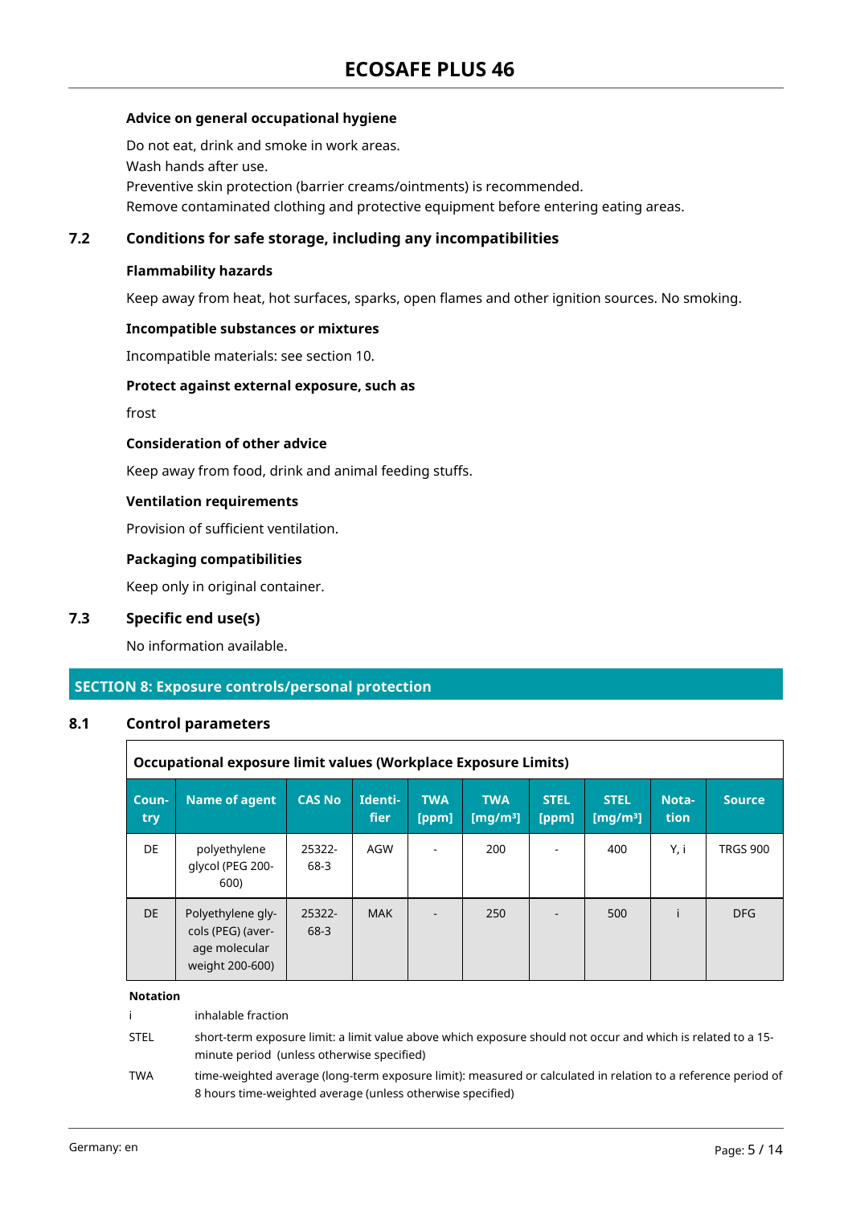**Advice on general occupational hygiene**

Do not eat, drink and smoke in work areas.
Wash hands after use.
Preventive skin protection (barrier creams/ointments) is recommended.
Remove contaminated clothing and protective equipment before entering eating areas.

### 7.2 Conditions for safe storage, including any incompatibilities

**Flammability hazards**

Keep away from heat, hot surfaces, sparks, open flames and other ignition sources. No smoking.

**Incompatible substances or mixtures**

Incompatible materials: see section 10.

**Protect against external exposure, such as**

frost

**Consideration of other advice**

Keep away from food, drink and animal feeding stuffs.

**Ventilation requirements**

Provision of sufficient ventilation.

**Packaging compatibilities**

Keep only in original container.

### 7.3 Specific end use(s)

No information available.

## SECTION 8: Exposure controls/personal protection

### 8.1 Control parameters

**Occupational exposure limit values (Workplace Exposure Limits)**

| Country | Name of agent | CAS No | Identifier | TWA [ppm] | TWA [mg/m³] | STEL [ppm] | STEL [mg/m³] | Notation | Source |
|---|---|---|---|---|---|---|---|---|---|
| DE | polyethylene glycol (PEG 200-600) | 25322-68-3 | AGW | - | 200 | - | 400 | Y, i | TRGS 900 |
| DE | Polyethylene glycols (PEG) (average molecular weight 200-600) | 25322-68-3 | MAK | - | 250 | - | 500 | i | DFG |

**Notation**

| | |
|---|---|
| i | inhalable fraction |
| STEL | short-term exposure limit: a limit value above which exposure should not occur and which is related to a 15-minute period (unless otherwise specified) |
| TWA | time-weighted average (long-term exposure limit): measured or calculated in relation to a reference period of 8 hours time-weighted average (unless otherwise specified) |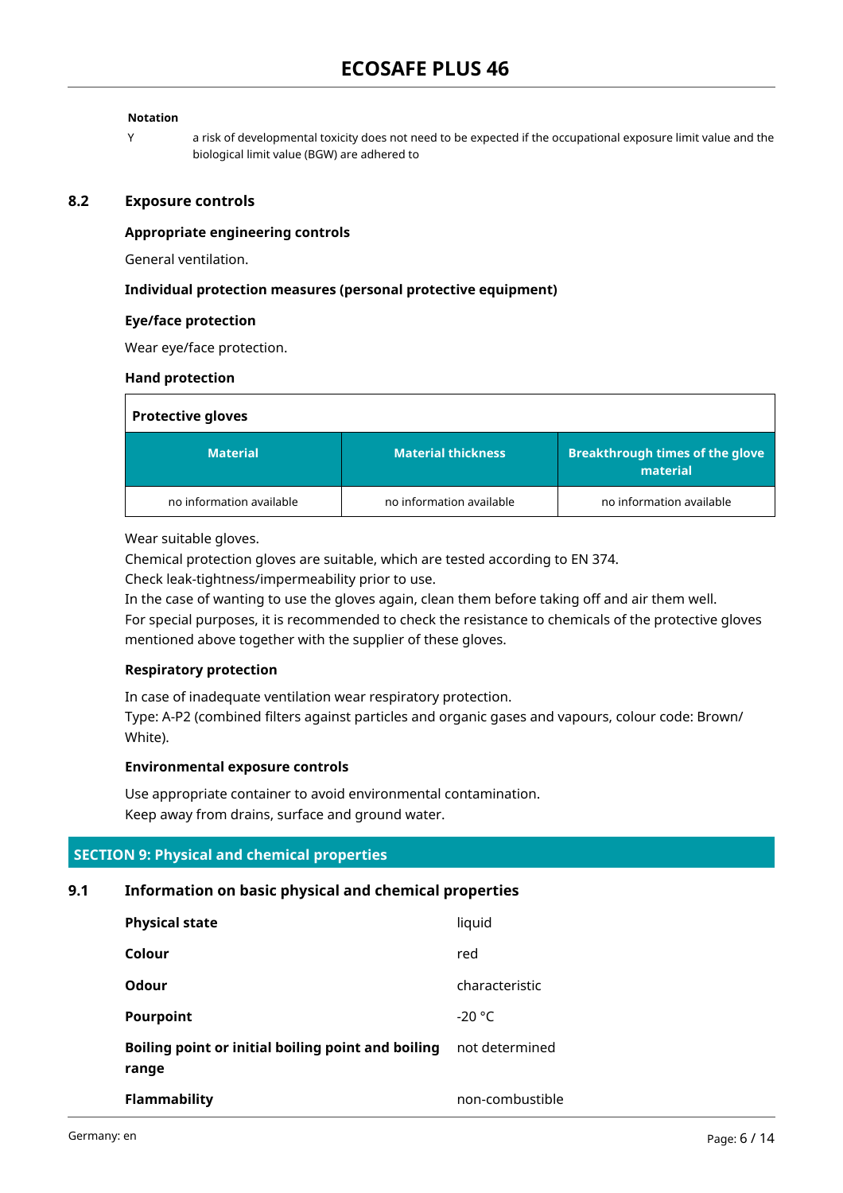**Notation**

Y a risk of developmental toxicity does not need to be expected if the occupational exposure limit value and the biological limit value (BGW) are adhered to

## 8.2 Exposure controls

### Appropriate engineering controls

General ventilation.

### Individual protection measures (personal protective equipment)

### Eye/face protection

Wear eye/face protection.

### Hand protection

**Protective gloves**

| Material | Material thickness | Breakthrough times of the glove material |
|---|---|---|
| no information available | no information available | no information available |

Wear suitable gloves.
Chemical protection gloves are suitable, which are tested according to EN 374.
Check leak-tightness/impermeability prior to use.
In the case of wanting to use the gloves again, clean them before taking off and air them well.
For special purposes, it is recommended to check the resistance to chemicals of the protective gloves mentioned above together with the supplier of these gloves.

### Respiratory protection

In case of inadequate ventilation wear respiratory protection.
Type: A-P2 (combined filters against particles and organic gases and vapours, colour code: Brown/White).

### Environmental exposure controls

Use appropriate container to avoid environmental contamination.
Keep away from drains, surface and ground water.

# SECTION 9: Physical and chemical properties

## 9.1 Information on basic physical and chemical properties

| | |
|---|---|
| **Physical state** | liquid |
| **Colour** | red |
| **Odour** | characteristic |
| **Pourpoint** | -20 °C |
| **Boiling point or initial boiling point and boiling range** | not determined |
| **Flammability** | non-combustible |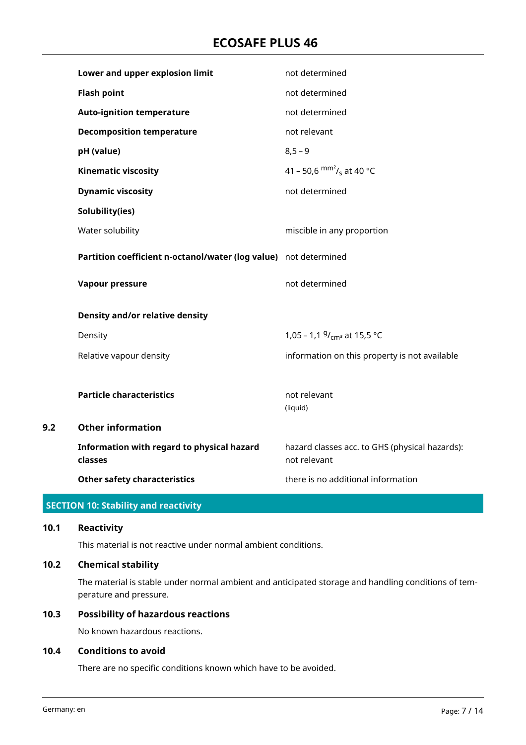| | |
|---|---|
| **Lower and upper explosion limit** | not determined |
| **Flash point** | not determined |
| **Auto-ignition temperature** | not determined |
| **Decomposition temperature** | not relevant |
| **pH (value)** | 8,5 – 9 |
| **Kinematic viscosity** | 41 – 50,6 $^{mm^2}/_{s}$ at 40 °C |
| **Dynamic viscosity** | not determined |
| **Solubility(ies)** | |
| Water solubility | miscible in any proportion |
| **Partition coefficient n-octanol/water (log value)** | not determined |
| **Vapour pressure** | not determined |
| **Density and/or relative density** | |
| Density | 1,05 – 1,1 $^{g}/_{cm^3}$ at 15,5 °C |
| Relative vapour density | information on this property is not available |
| **Particle characteristics** | not relevant (liquid) |

## 9.2 Other information

| | |
|---|---|
| **Information with regard to physical hazard classes** | hazard classes acc. to GHS (physical hazards): not relevant |
| **Other safety characteristics** | there is no additional information |

# SECTION 10: Stability and reactivity

## 10.1 Reactivity

This material is not reactive under normal ambient conditions.

## 10.2 Chemical stability

The material is stable under normal ambient and anticipated storage and handling conditions of temperature and pressure.

## 10.3 Possibility of hazardous reactions

No known hazardous reactions.

## 10.4 Conditions to avoid

There are no specific conditions known which have to be avoided.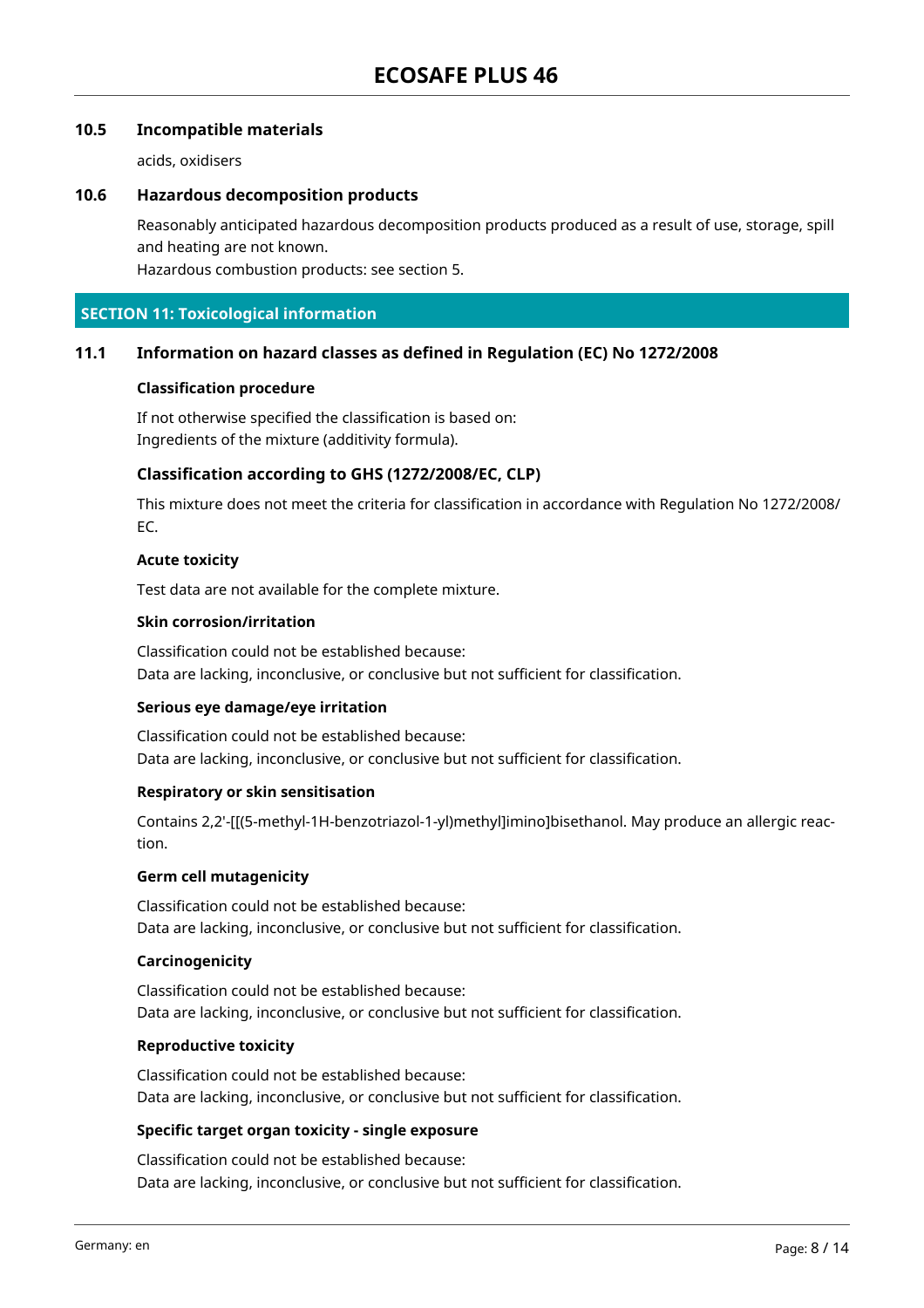### 10.5 Incompatible materials

acids, oxidisers

### 10.6 Hazardous decomposition products

Reasonably anticipated hazardous decomposition products produced as a result of use, storage, spill and heating are not known.
Hazardous combustion products: see section 5.

## SECTION 11: Toxicological information

### 11.1 Information on hazard classes as defined in Regulation (EC) No 1272/2008

**Classification procedure**

If not otherwise specified the classification is based on:
Ingredients of the mixture (additivity formula).

#### Classification according to GHS (1272/2008/EC, CLP)

This mixture does not meet the criteria for classification in accordance with Regulation No 1272/2008/EC.

**Acute toxicity**

Test data are not available for the complete mixture.

**Skin corrosion/irritation**

Classification could not be established because:
Data are lacking, inconclusive, or conclusive but not sufficient for classification.

**Serious eye damage/eye irritation**

Classification could not be established because:
Data are lacking, inconclusive, or conclusive but not sufficient for classification.

**Respiratory or skin sensitisation**

Contains 2,2'-[[(5-methyl-1H-benzotriazol-1-yl)methyl]imino]bisethanol. May produce an allergic reaction.

**Germ cell mutagenicity**

Classification could not be established because:
Data are lacking, inconclusive, or conclusive but not sufficient for classification.

**Carcinogenicity**

Classification could not be established because:
Data are lacking, inconclusive, or conclusive but not sufficient for classification.

**Reproductive toxicity**

Classification could not be established because:
Data are lacking, inconclusive, or conclusive but not sufficient for classification.

**Specific target organ toxicity - single exposure**

Classification could not be established because:
Data are lacking, inconclusive, or conclusive but not sufficient for classification.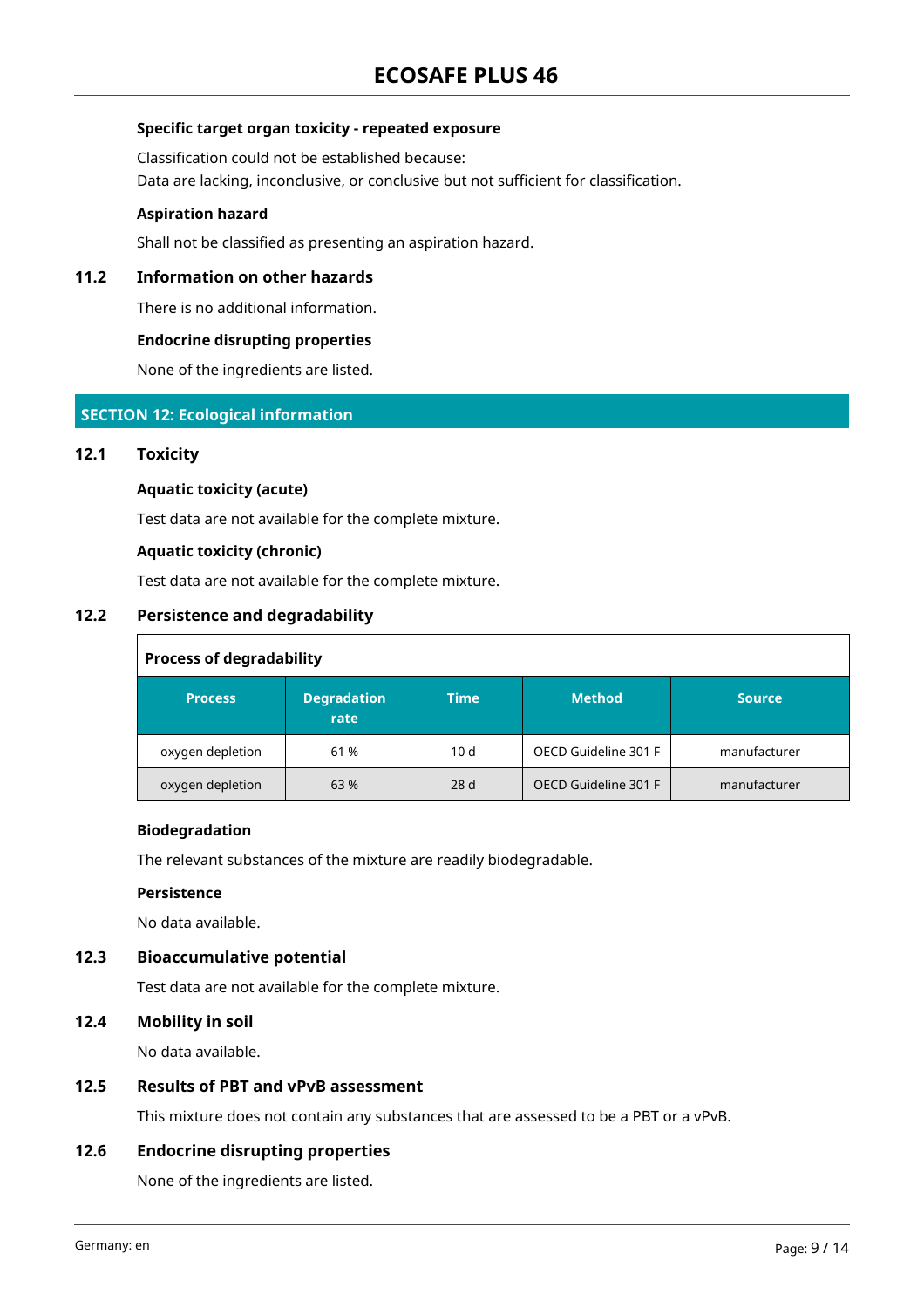**Specific target organ toxicity - repeated exposure**

Classification could not be established because:
Data are lacking, inconclusive, or conclusive but not sufficient for classification.

**Aspiration hazard**

Shall not be classified as presenting an aspiration hazard.

### 11.2 Information on other hazards

There is no additional information.

**Endocrine disrupting properties**

None of the ingredients are listed.

## SECTION 12: Ecological information

### 12.1 Toxicity

**Aquatic toxicity (acute)**

Test data are not available for the complete mixture.

**Aquatic toxicity (chronic)**

Test data are not available for the complete mixture.

### 12.2 Persistence and degradability

**Process of degradability**

| Process | Degradation rate | Time | Method | Source |
|---|---|---|---|---|
| oxygen depletion | 61 % | 10 d | OECD Guideline 301 F | manufacturer |
| oxygen depletion | 63 % | 28 d | OECD Guideline 301 F | manufacturer |

**Biodegradation**

The relevant substances of the mixture are readily biodegradable.

**Persistence**

No data available.

### 12.3 Bioaccumulative potential

Test data are not available for the complete mixture.

### 12.4 Mobility in soil

No data available.

### 12.5 Results of PBT and vPvB assessment

This mixture does not contain any substances that are assessed to be a PBT or a vPvB.

### 12.6 Endocrine disrupting properties

None of the ingredients are listed.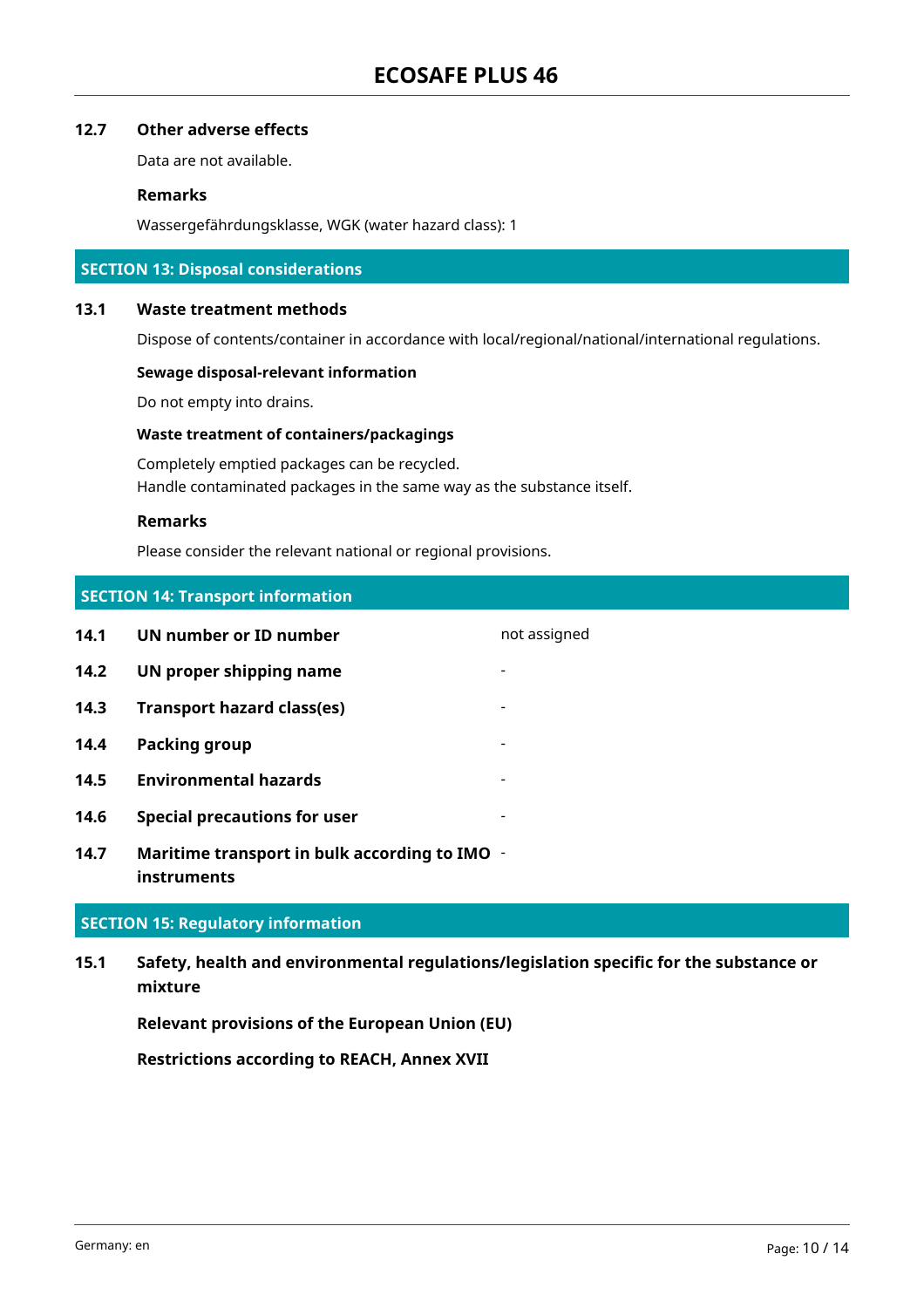### 12.7 Other adverse effects

Data are not available.

**Remarks**

Wassergefährdungsklasse, WGK (water hazard class): 1

## SECTION 13: Disposal considerations

### 13.1 Waste treatment methods

Dispose of contents/container in accordance with local/regional/national/international regulations.

**Sewage disposal-relevant information**

Do not empty into drains.

**Waste treatment of containers/packagings**

Completely emptied packages can be recycled.
Handle contaminated packages in the same way as the substance itself.

**Remarks**

Please consider the relevant national or regional provisions.

## SECTION 14: Transport information

| | | |
|---|---|---|
| **14.1** | **UN number or ID number** | not assigned |
| **14.2** | **UN proper shipping name** | - |
| **14.3** | **Transport hazard class(es)** | - |
| **14.4** | **Packing group** | - |
| **14.5** | **Environmental hazards** | - |
| **14.6** | **Special precautions for user** | - |
| **14.7** | **Maritime transport in bulk according to IMO instruments** | - |

## SECTION 15: Regulatory information

### 15.1 Safety, health and environmental regulations/legislation specific for the substance or mixture

**Relevant provisions of the European Union (EU)**

**Restrictions according to REACH, Annex XVII**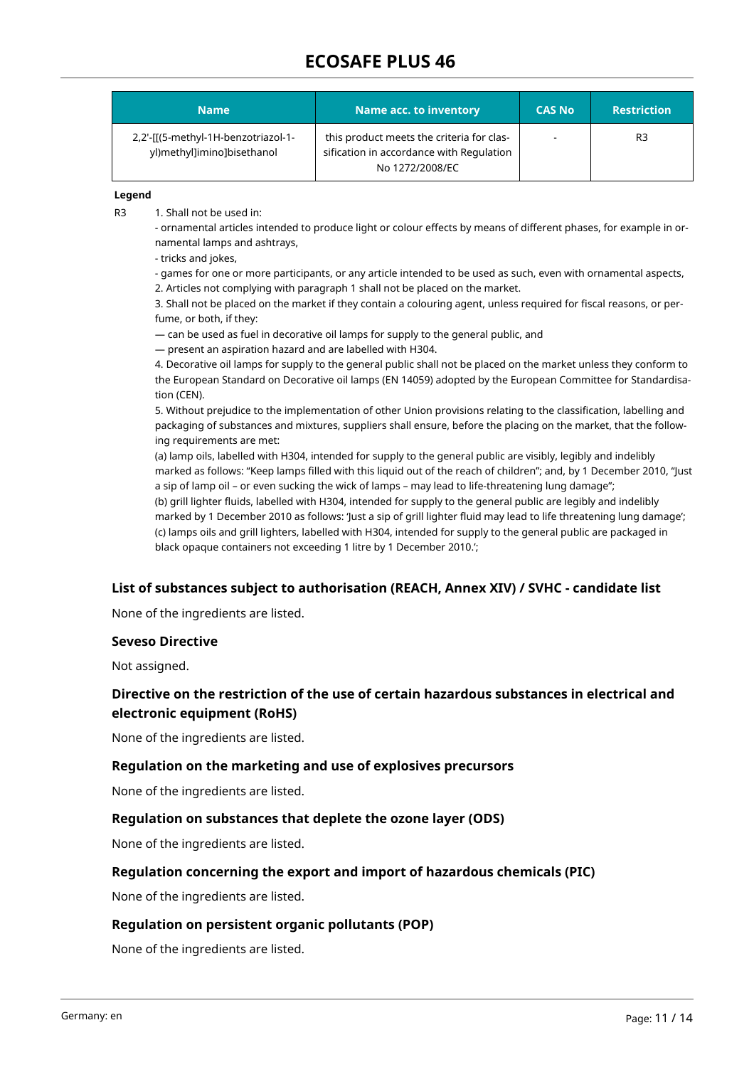| Name | Name acc. to inventory | CAS No | Restriction |
|---|---|---|---|
| 2,2'-[[(5-methyl-1H-benzotriazol-1-yl)methyl]imino]bisethanol | this product meets the criteria for classification in accordance with Regulation No 1272/2008/EC | - | R3 |

**Legend**

R3 1. Shall not be used in:

- ornamental articles intended to produce light or colour effects by means of different phases, for example in ornamental lamps and ashtrays,
- tricks and jokes,
- games for one or more participants, or any article intended to be used as such, even with ornamental aspects,

2. Articles not complying with paragraph 1 shall not be placed on the market.

3. Shall not be placed on the market if they contain a colouring agent, unless required for fiscal reasons, or perfume, or both, if they:

— can be used as fuel in decorative oil lamps for supply to the general public, and

— present an aspiration hazard and are labelled with H304.

4. Decorative oil lamps for supply to the general public shall not be placed on the market unless they conform to the European Standard on Decorative oil lamps (EN 14059) adopted by the European Committee for Standardisation (CEN).

5. Without prejudice to the implementation of other Union provisions relating to the classification, labelling and packaging of substances and mixtures, suppliers shall ensure, before the placing on the market, that the following requirements are met:

(a) lamp oils, labelled with H304, intended for supply to the general public are visibly, legibly and indelibly marked as follows: "Keep lamps filled with this liquid out of the reach of children"; and, by 1 December 2010, "Just a sip of lamp oil – or even sucking the wick of lamps – may lead to life-threatening lung damage";

(b) grill lighter fluids, labelled with H304, intended for supply to the general public are legibly and indelibly marked by 1 December 2010 as follows: 'Just a sip of grill lighter fluid may lead to life threatening lung damage';

(c) lamps oils and grill lighters, labelled with H304, intended for supply to the general public are packaged in black opaque containers not exceeding 1 litre by 1 December 2010.';

### List of substances subject to authorisation (REACH, Annex XIV) / SVHC - candidate list

None of the ingredients are listed.

### Seveso Directive

Not assigned.

### Directive on the restriction of the use of certain hazardous substances in electrical and electronic equipment (RoHS)

None of the ingredients are listed.

### Regulation on the marketing and use of explosives precursors

None of the ingredients are listed.

### Regulation on substances that deplete the ozone layer (ODS)

None of the ingredients are listed.

### Regulation concerning the export and import of hazardous chemicals (PIC)

None of the ingredients are listed.

### Regulation on persistent organic pollutants (POP)

None of the ingredients are listed.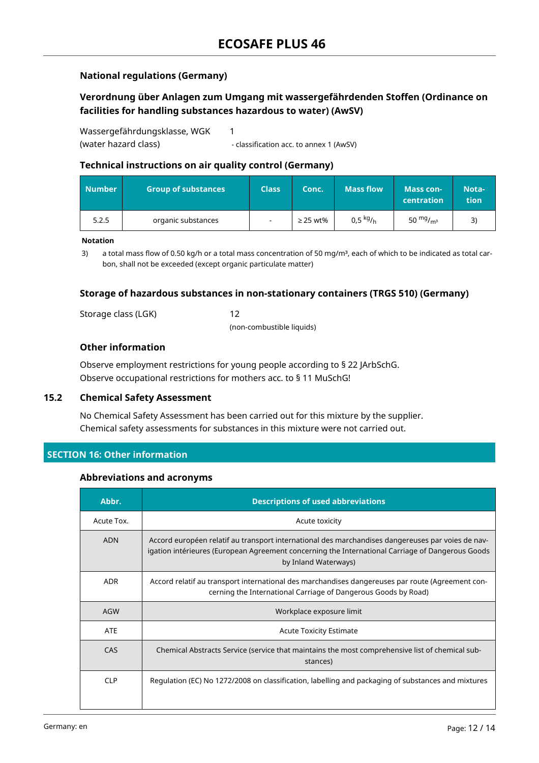### National regulations (Germany)

### Verordnung über Anlagen zum Umgang mit wassergefährdenden Stoffen (Ordinance on facilities for handling substances hazardous to water) (AwSV)

Wassergefährdungsklasse, WGK (water hazard class) 1
- classification acc. to annex 1 (AwSV)

### Technical instructions on air quality control (Germany)

| Number | Group of substances | Class | Conc. | Mass flow | Mass concentration | Notation |
|---|---|---|---|---|---|---|
| 5.2.5 | organic substances | - | ≥ 25 wt% | 0,5 kg/h | 50 mg/m³ | 3) |

**Notation**

3) a total mass flow of 0.50 kg/h or a total mass concentration of 50 mg/m³, each of which to be indicated as total carbon, shall not be exceeded (except organic particulate matter)

### Storage of hazardous substances in non-stationary containers (TRGS 510) (Germany)

Storage class (LGK) 12
(non-combustible liquids)

### Other information

Observe employment restrictions for young people according to § 22 JArbSchG.
Observe occupational restrictions for mothers acc. to § 11 MuSchG!

### 15.2 Chemical Safety Assessment

No Chemical Safety Assessment has been carried out for this mixture by the supplier.
Chemical safety assessments for substances in this mixture were not carried out.

## SECTION 16: Other information

### Abbreviations and acronyms

| Abbr. | Descriptions of used abbreviations |
|---|---|
| Acute Tox. | Acute toxicity |
| ADN | Accord européen relatif au transport international des marchandises dangereuses par voies de navigation intérieures (European Agreement concerning the International Carriage of Dangerous Goods by Inland Waterways) |
| ADR | Accord relatif au transport international des marchandises dangereuses par route (Agreement concerning the International Carriage of Dangerous Goods by Road) |
| AGW | Workplace exposure limit |
| ATE | Acute Toxicity Estimate |
| CAS | Chemical Abstracts Service (service that maintains the most comprehensive list of chemical substances) |
| CLP | Regulation (EC) No 1272/2008 on classification, labelling and packaging of substances and mixtures |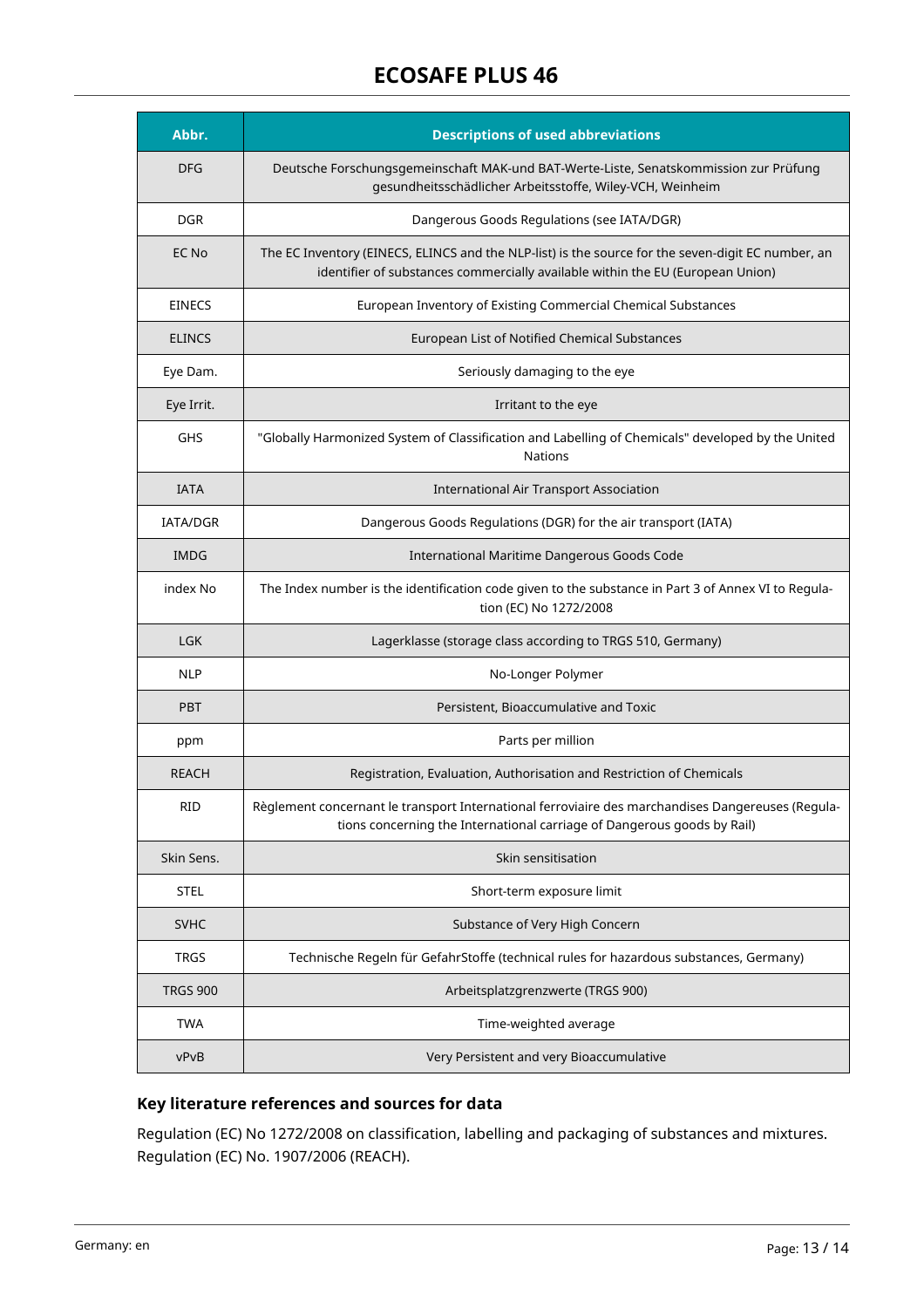| Abbr. | Descriptions of used abbreviations |
|---|---|
| DFG | Deutsche Forschungsgemeinschaft MAK-und BAT-Werte-Liste, Senatskommission zur Prüfung gesundheitsschädlicher Arbeitsstoffe, Wiley-VCH, Weinheim |
| DGR | Dangerous Goods Regulations (see IATA/DGR) |
| EC No | The EC Inventory (EINECS, ELINCS and the NLP-list) is the source for the seven-digit EC number, an identifier of substances commercially available within the EU (European Union) |
| EINECS | European Inventory of Existing Commercial Chemical Substances |
| ELINCS | European List of Notified Chemical Substances |
| Eye Dam. | Seriously damaging to the eye |
| Eye Irrit. | Irritant to the eye |
| GHS | "Globally Harmonized System of Classification and Labelling of Chemicals" developed by the United Nations |
| IATA | International Air Transport Association |
| IATA/DGR | Dangerous Goods Regulations (DGR) for the air transport (IATA) |
| IMDG | International Maritime Dangerous Goods Code |
| index No | The Index number is the identification code given to the substance in Part 3 of Annex VI to Regulation (EC) No 1272/2008 |
| LGK | Lagerklasse (storage class according to TRGS 510, Germany) |
| NLP | No-Longer Polymer |
| PBT | Persistent, Bioaccumulative and Toxic |
| ppm | Parts per million |
| REACH | Registration, Evaluation, Authorisation and Restriction of Chemicals |
| RID | Règlement concernant le transport International ferroviaire des marchandises Dangereuses (Regulations concerning the International carriage of Dangerous goods by Rail) |
| Skin Sens. | Skin sensitisation |
| STEL | Short-term exposure limit |
| SVHC | Substance of Very High Concern |
| TRGS | Technische Regeln für GefahrStoffe (technical rules for hazardous substances, Germany) |
| TRGS 900 | Arbeitsplatzgrenzwerte (TRGS 900) |
| TWA | Time-weighted average |
| vPvB | Very Persistent and very Bioaccumulative |

### Key literature references and sources for data

Regulation (EC) No 1272/2008 on classification, labelling and packaging of substances and mixtures. Regulation (EC) No. 1907/2006 (REACH).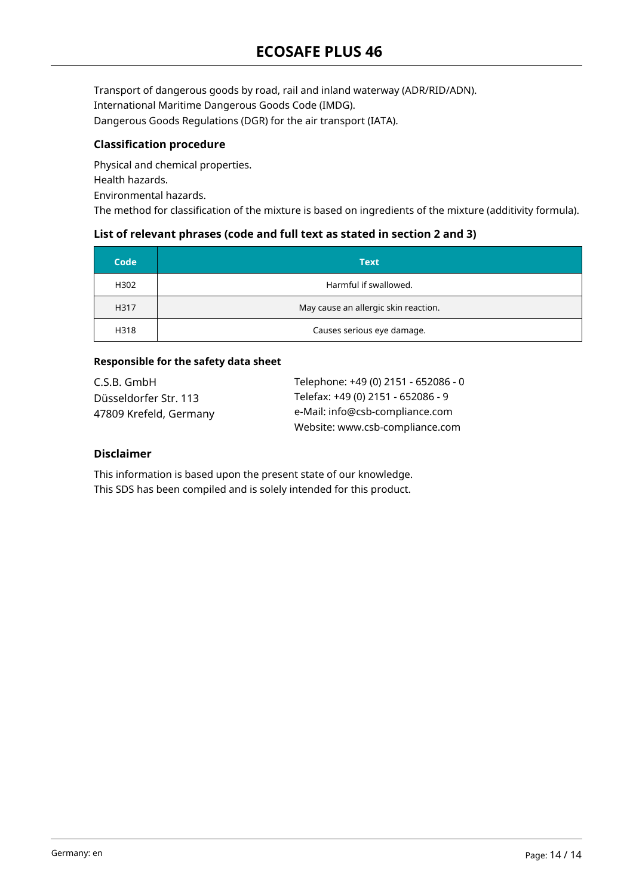Transport of dangerous goods by road, rail and inland waterway (ADR/RID/ADN).
International Maritime Dangerous Goods Code (IMDG).
Dangerous Goods Regulations (DGR) for the air transport (IATA).

### Classification procedure

Physical and chemical properties.
Health hazards.
Environmental hazards.
The method for classification of the mixture is based on ingredients of the mixture (additivity formula).

### List of relevant phrases (code and full text as stated in section 2 and 3)

| Code | Text |
| --- | --- |
| H302 | Harmful if swallowed. |
| H317 | May cause an allergic skin reaction. |
| H318 | Causes serious eye damage. |

#### Responsible for the safety data sheet

C.S.B. GmbH
Düsseldorfer Str. 113
47809 Krefeld, Germany

Telephone: +49 (0) 2151 - 652086 - 0
Telefax: +49 (0) 2151 - 652086 - 9
e-Mail: info@csb-compliance.com
Website: www.csb-compliance.com

### Disclaimer

This information is based upon the present state of our knowledge.
This SDS has been compiled and is solely intended for this product.